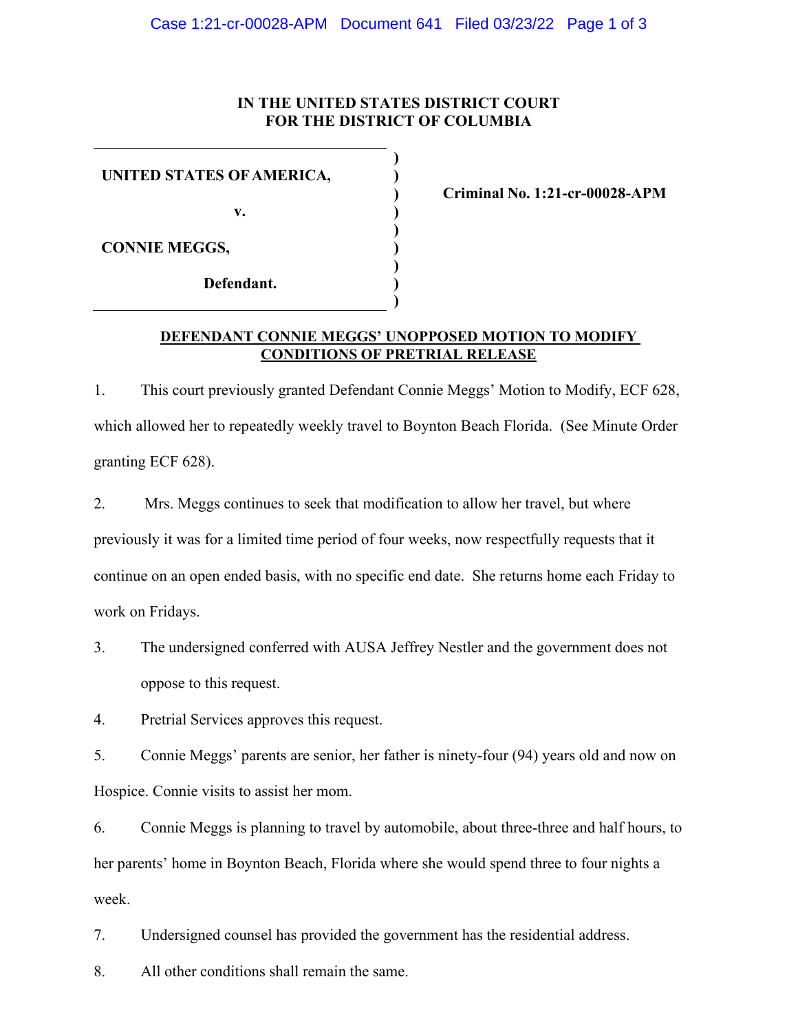**IN THE UNITED STATES DISTRICT COURT**
**FOR THE DISTRICT OF COLUMBIA**

| | | |
|---|---|---|
| **UNITED STATES OF AMERICA,** | ) | |
| **v.** | ) | **Criminal No. 1:21-cr-00028-APM** |
| **CONNIE MEGGS,** | ) | |
| **Defendant.** | ) | |

**DEFENDANT CONNIE MEGGS' UNOPPOSED MOTION TO MODIFY CONDITIONS OF PRETRIAL RELEASE**

1. This court previously granted Defendant Connie Meggs' Motion to Modify, ECF 628, which allowed her to repeatedly weekly travel to Boynton Beach Florida. (See Minute Order granting ECF 628).

2. Mrs. Meggs continues to seek that modification to allow her travel, but where previously it was for a limited time period of four weeks, now respectfully requests that it continue on an open ended basis, with no specific end date. She returns home each Friday to work on Fridays.

3. The undersigned conferred with AUSA Jeffrey Nestler and the government does not oppose to this request.

4. Pretrial Services approves this request.

5. Connie Meggs' parents are senior, her father is ninety-four (94) years old and now on Hospice. Connie visits to assist her mom.

6. Connie Meggs is planning to travel by automobile, about three-three and half hours, to her parents' home in Boynton Beach, Florida where she would spend three to four nights a week.

7. Undersigned counsel has provided the government has the residential address.

8. All other conditions shall remain the same.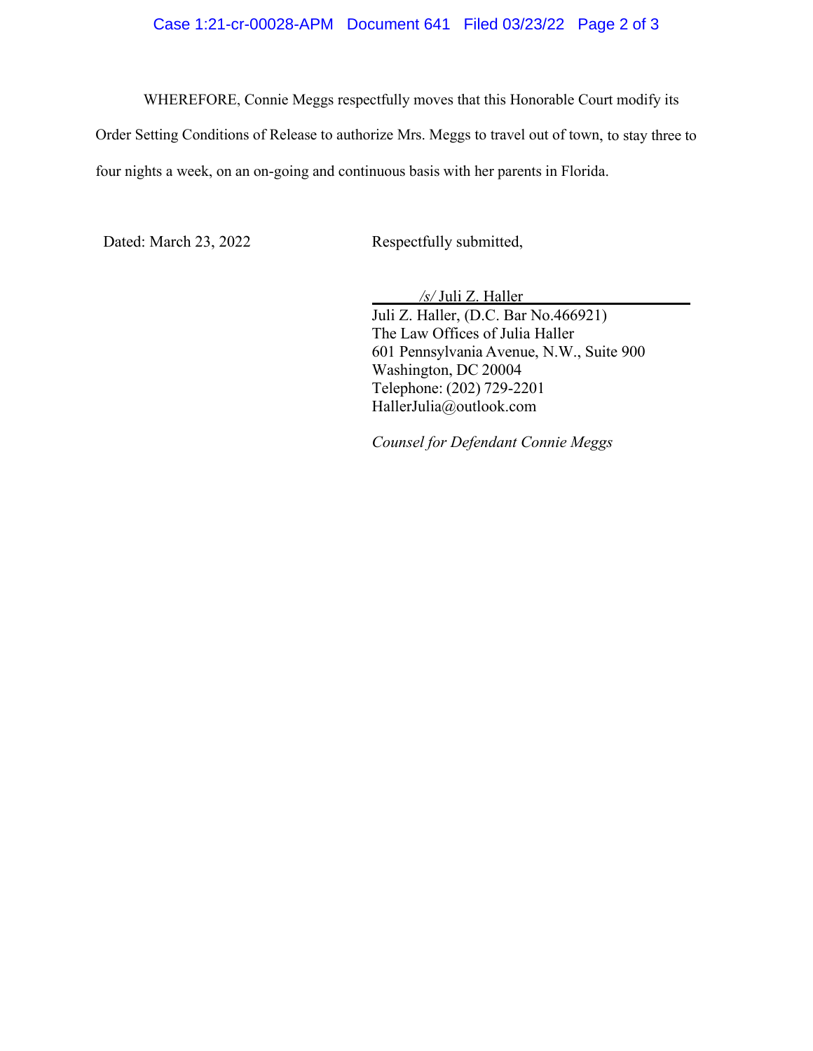WHEREFORE, Connie Meggs respectfully moves that this Honorable Court modify its Order Setting Conditions of Release to authorize Mrs. Meggs to travel out of town, to stay three to four nights a week, on an on-going and continuous basis with her parents in Florida.

Dated: March 23, 2022

Respectfully submitted,

*/s/* Juli Z. Haller

Juli Z. Haller, (D.C. Bar No.466921)
The Law Offices of Julia Haller
601 Pennsylvania Avenue, N.W., Suite 900
Washington, DC 20004
Telephone: (202) 729-2201
HallerJulia@outlook.com

*Counsel for Defendant Connie Meggs*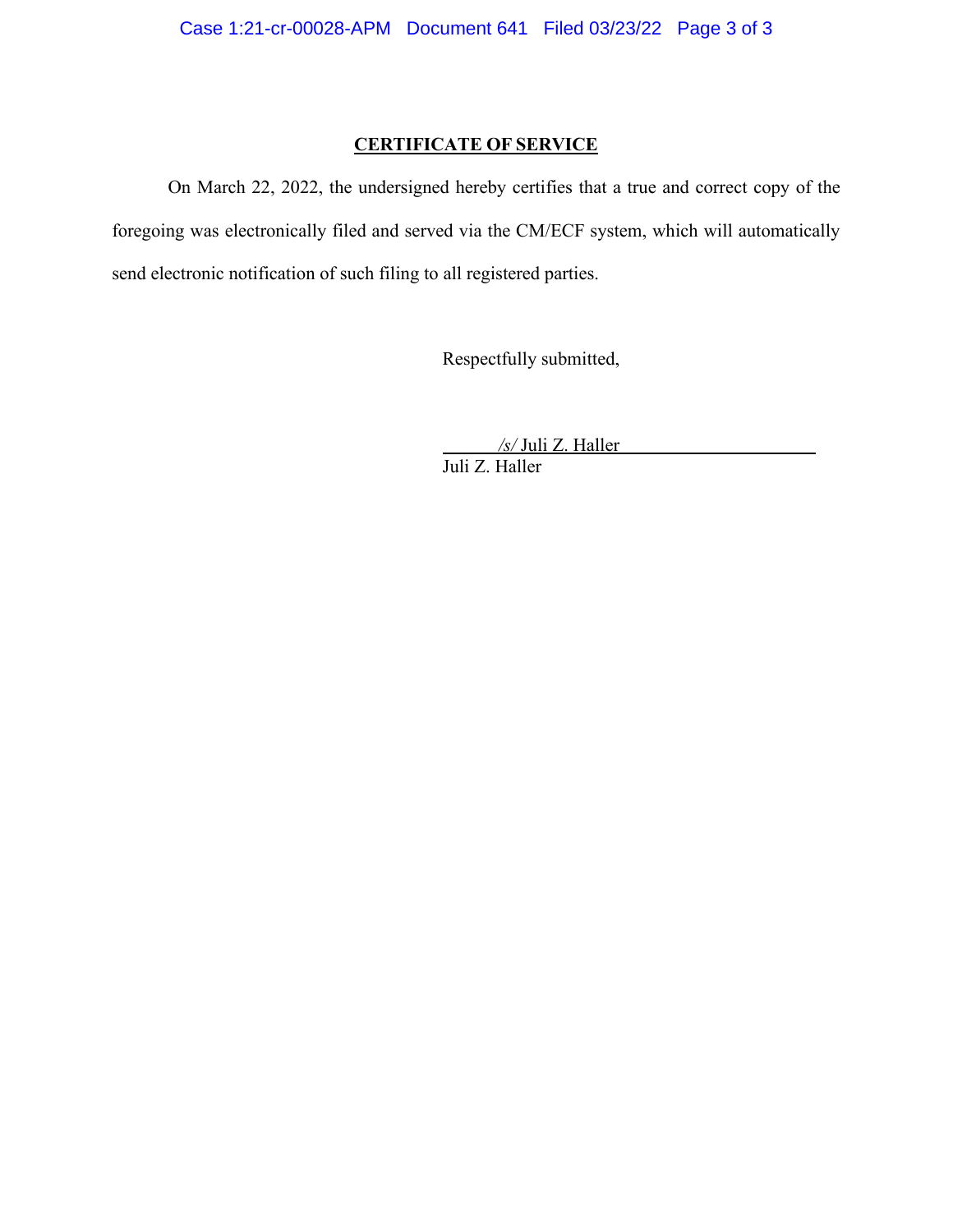**CERTIFICATE OF SERVICE**

On March 22, 2022, the undersigned hereby certifies that a true and correct copy of the foregoing was electronically filed and served via the CM/ECF system, which will automatically send electronic notification of such filing to all registered parties.

Respectfully submitted,

*/s/* Juli Z. Haller
Juli Z. Haller